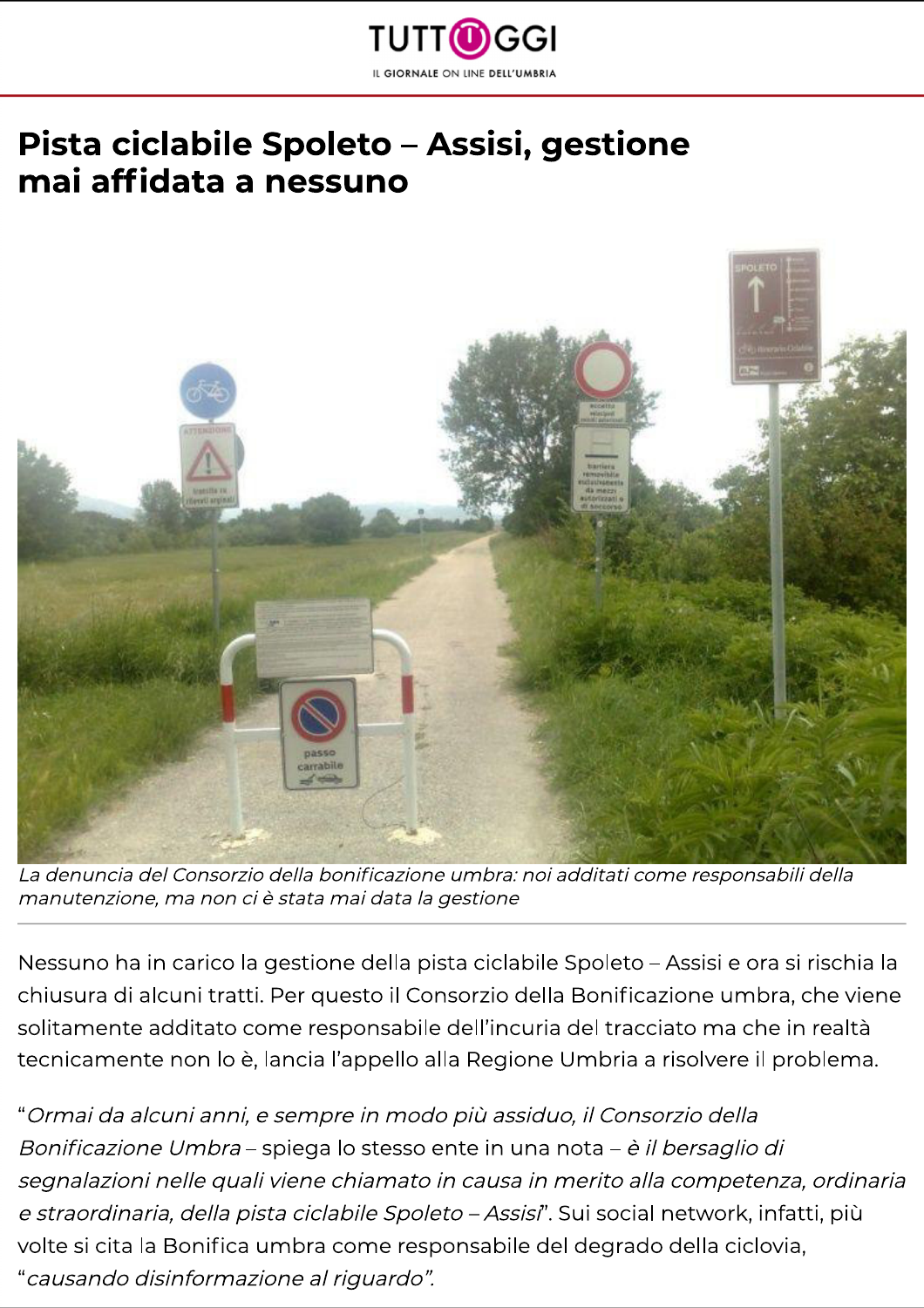# Pista ciclabile Spoleto – Assisi, gestione mai affidata a nessuno

*La denuncia del Consorzio della bonificazione umbra: noi additati come responsabili della manutenzione, ma non ci è stata mai data la gestione*

Nessuno ha in carico la gestione della pista ciclabile Spoleto – Assisi e ora si rischia la chiusura di alcuni tratti. Per questo il Consorzio della Bonificazione umbra, che viene solitamente additato come responsabile dell'incuria del tracciato ma che in realtà tecnicamente non lo è, lancia l'appello alla Regione Umbria a risolvere il problema.

"*Ormai da alcuni anni, e sempre in modo più assiduo, il Consorzio della Bonificazione Umbra* – spiega lo stesso ente in una nota – *è il bersaglio di segnalazioni nelle quali viene chiamato in causa in merito alla competenza, ordinaria e straordinaria, della pista ciclabile Spoleto – Assisi*". Sui social network, infatti, più volte si cita la Bonifica umbra come responsabile del degrado della ciclovia, "*causando disinformazione al riguardo*".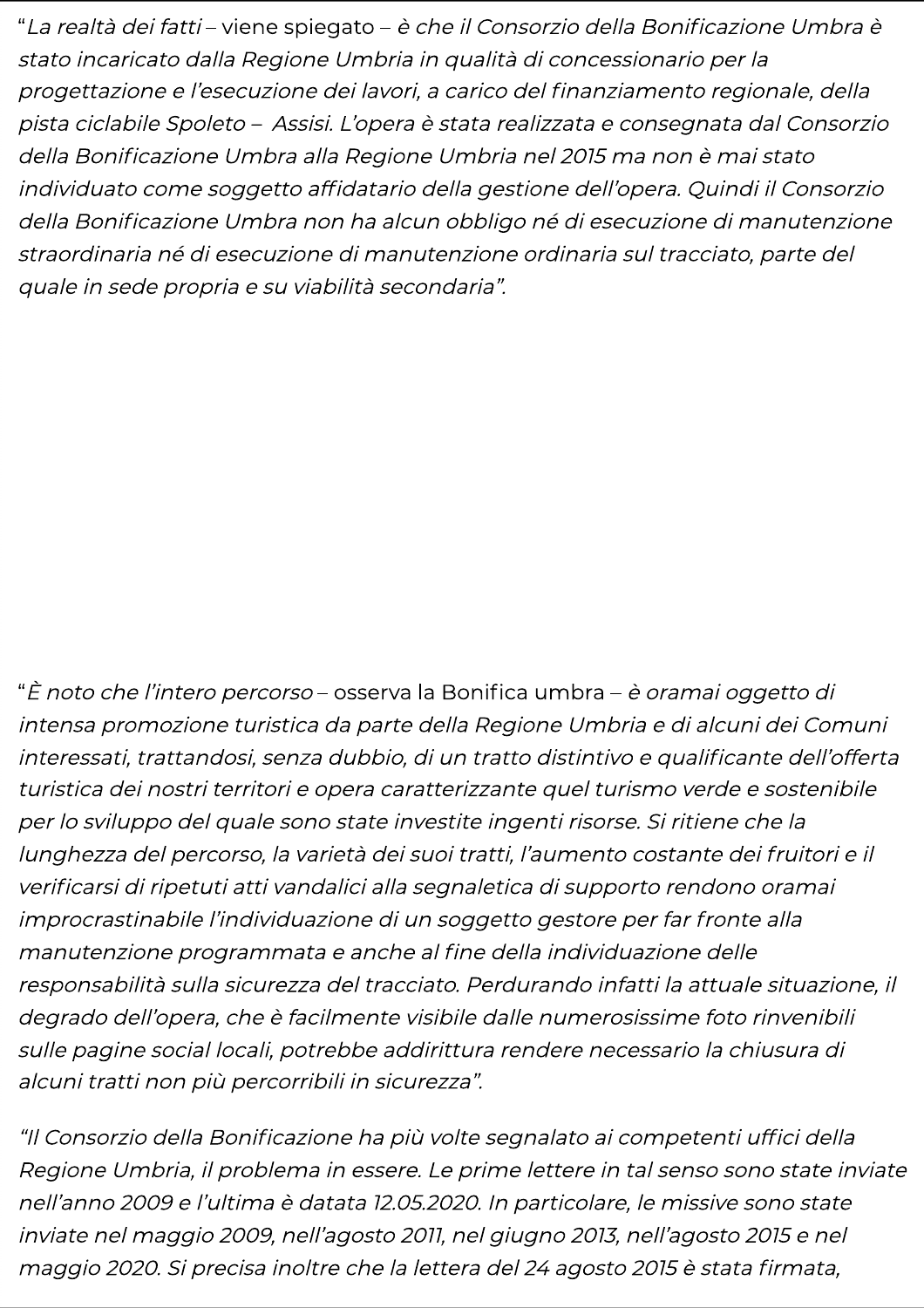"*La realtà dei fatti* – viene spiegato – *è che il Consorzio della Bonificazione Umbra è stato incaricato dalla Regione Umbria in qualità di concessionario per la progettazione e l'esecuzione dei lavori, a carico del finanziamento regionale, della pista ciclabile Spoleto – Assisi. L'opera è stata realizzata e consegnata dal Consorzio della Bonificazione Umbra alla Regione Umbria nel 2015 ma non è mai stato individuato come soggetto affidatario della gestione dell'opera. Quindi il Consorzio della Bonificazione Umbra non ha alcun obbligo né di esecuzione di manutenzione straordinaria né di esecuzione di manutenzione ordinaria sul tracciato, parte del quale in sede propria e su viabilità secondaria*".

"*È noto che l'intero percorso* – osserva la Bonifica umbra – *è oramai oggetto di intensa promozione turistica da parte della Regione Umbria e di alcuni dei Comuni interessati, trattandosi, senza dubbio, di un tratto distintivo e qualificante dell'offerta turistica dei nostri territori e opera caratterizzante quel turismo verde e sostenibile per lo sviluppo del quale sono state investite ingenti risorse. Si ritiene che la lunghezza del percorso, la varietà dei suoi tratti, l'aumento costante dei fruitori e il verificarsi di ripetuti atti vandalici alla segnaletica di supporto rendono oramai improcrastinabile l'individuazione di un soggetto gestore per far fronte alla manutenzione programmata e anche al fine della individuazione delle responsabilità sulla sicurezza del tracciato. Perdurando infatti la attuale situazione, il degrado dell'opera, che è facilmente visibile dalle numerosissime foto rinvenibili sulle pagine social locali, potrebbe addirittura rendere necessario la chiusura di alcuni tratti non più percorribili in sicurezza*".

"*Il Consorzio della Bonificazione ha più volte segnalato ai competenti uffici della Regione Umbria, il problema in essere. Le prime lettere in tal senso sono state inviate nell'anno 2009 e l'ultima è datata 12.05.2020. In particolare, le missive sono state inviate nel maggio 2009, nell'agosto 2011, nel giugno 2013, nell'agosto 2015 e nel maggio 2020. Si precisa inoltre che la lettera del 24 agosto 2015 è stata firmata,*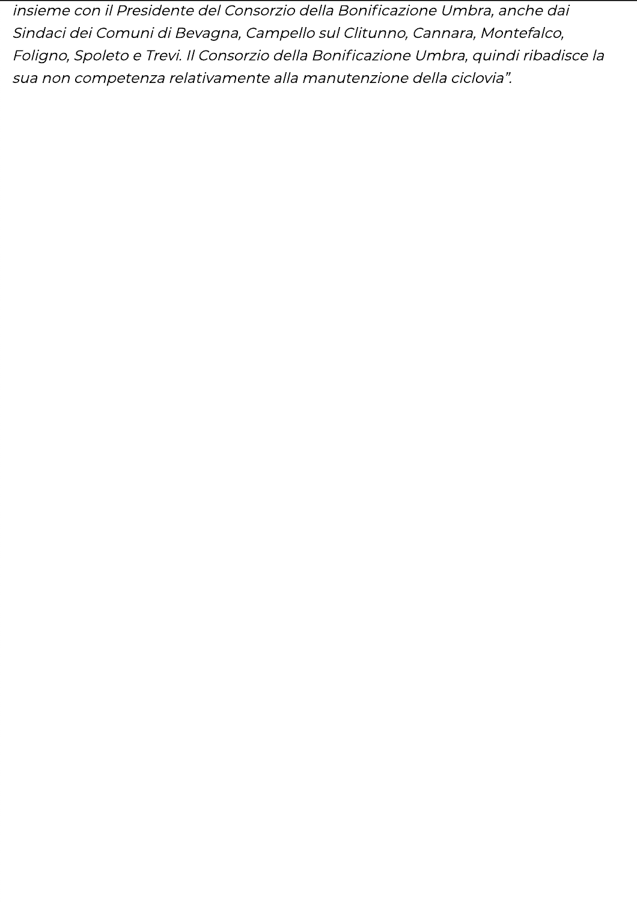*insieme con il Presidente del Consorzio della Bonificazione Umbra, anche dai Sindaci dei Comuni di Bevagna, Campello sul Clitunno, Cannara, Montefalco, Foligno, Spoleto e Trevi. Il Consorzio della Bonificazione Umbra, quindi ribadisce la sua non competenza relativamente alla manutenzione della ciclovia".*